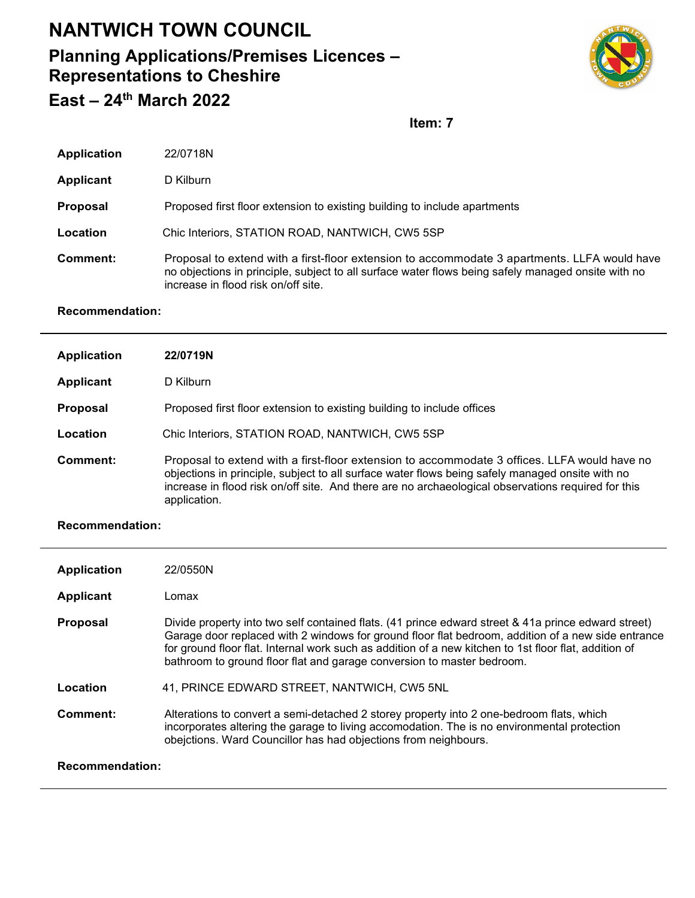# NANTWICH TOWN COUNCIL

## Planning Applications/Premises Licences – Representations to Cheshire East – 24th March 2022

**Item: 7**

| | |
|---|---|
| **Application** | 22/0718N |
| **Applicant** | D Kilburn |
| **Proposal** | Proposed first floor extension to existing building to include apartments |
| **Location** | Chic Interiors, STATION ROAD, NANTWICH, CW5 5SP |
| **Comment:** | Proposal to extend with a first-floor extension to accommodate 3 apartments. LLFA would have no objections in principle, subject to all surface water flows being safely managed onsite with no increase in flood risk on/off site. |
| **Recommendation:** | |

---

| | |
|---|---|
| **Application** | **22/0719N** |
| **Applicant** | D Kilburn |
| **Proposal** | Proposed first floor extension to existing building to include offices |
| **Location** | Chic Interiors, STATION ROAD, NANTWICH, CW5 5SP |
| **Comment:** | Proposal to extend with a first-floor extension to accommodate 3 offices. LLFA would have no objections in principle, subject to all surface water flows being safely managed onsite with no increase in flood risk on/off site. And there are no archaeological observations required for this application. |
| **Recommendation:** | |

---

| | |
|---|---|
| **Application** | 22/0550N |
| **Applicant** | Lomax |
| **Proposal** | Divide property into two self contained flats. (41 prince edward street & 41a prince edward street) Garage door replaced with 2 windows for ground floor flat bedroom, addition of a new side entrance for ground floor flat. Internal work such as addition of a new kitchen to 1st floor flat, addition of bathroom to ground floor flat and garage conversion to master bedroom. |
| **Location** | 41, PRINCE EDWARD STREET, NANTWICH, CW5 5NL |
| **Comment:** | Alterations to convert a semi-detached 2 storey property into 2 one-bedroom flats, which incorporates altering the garage to living accomodation. The is no environmental protection obejctions. Ward Councillor has had objections from neighbours. |
| **Recommendation:** | |

---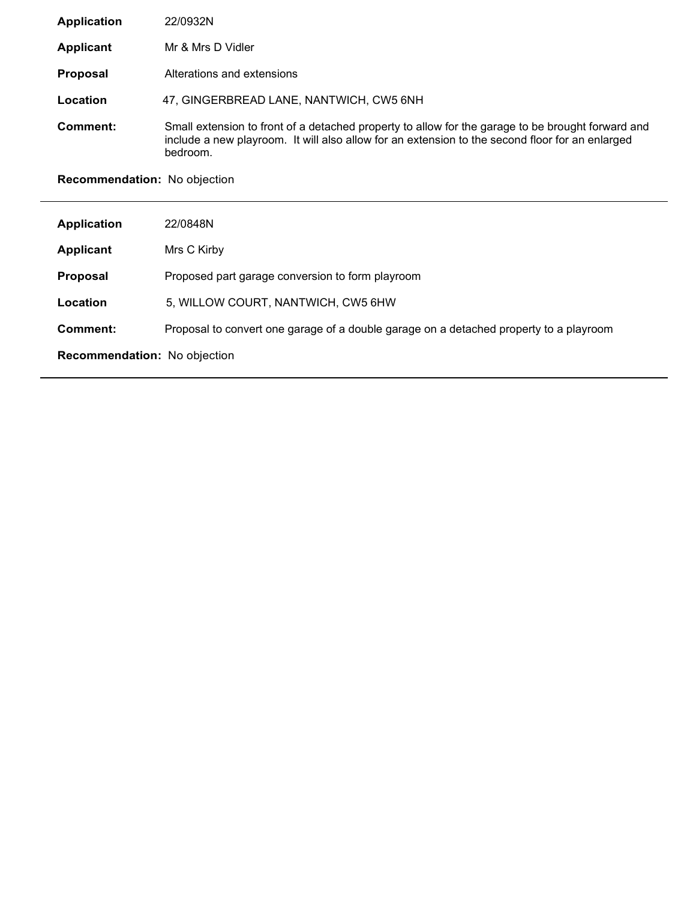**Application** 22/0932N

**Applicant** Mr & Mrs D Vidler

**Proposal** Alterations and extensions

**Location** 47, GINGERBREAD LANE, NANTWICH, CW5 6NH

**Comment:** Small extension to front of a detached property to allow for the garage to be brought forward and include a new playroom. It will also allow for an extension to the second floor for an enlarged bedroom.

**Recommendation:** No objection

---

**Application** 22/0848N

**Applicant** Mrs C Kirby

**Proposal** Proposed part garage conversion to form playroom

**Location** 5, WILLOW COURT, NANTWICH, CW5 6HW

**Comment:** Proposal to convert one garage of a double garage on a detached property to a playroom

**Recommendation:** No objection

---